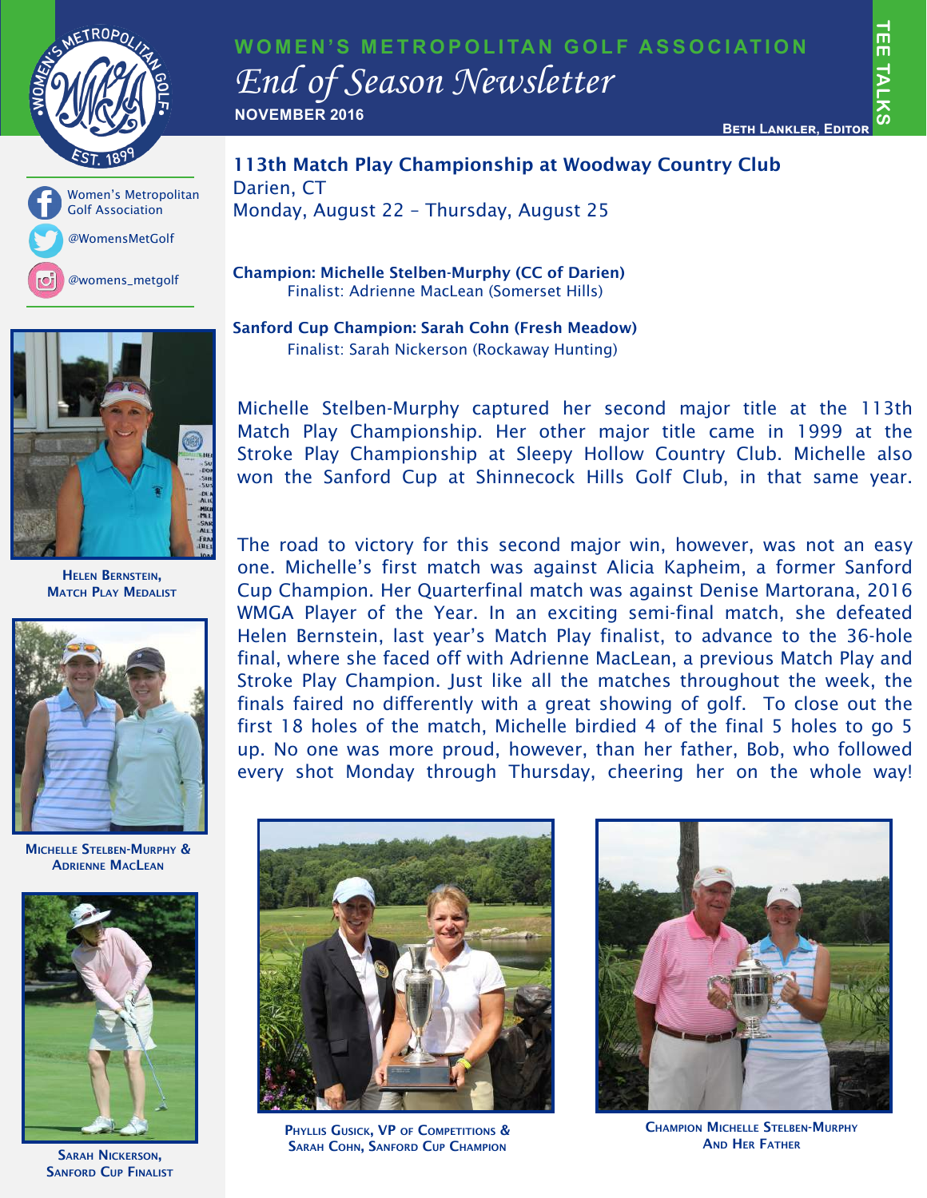# WOMEN'S METROPOLITAN GOLF ASSOCIATION

*End of Season Newsletter*

**NOVEMBER 2016**

TEE TALKS

BETH LANKLER, EDITOR

Women's Metropolitan Golf Association

@WomensMetGolf

@womens_metgolf

## 113th Match Play Championship at Woodway Country Club

Darien, CT

Monday, August 22 – Thursday, August 25

**Champion: Michelle Stelben-Murphy (CC of Darien)**
Finalist: Adrienne MacLean (Somerset Hills)

**Sanford Cup Champion: Sarah Cohn (Fresh Meadow)**
Finalist: Sarah Nickerson (Rockaway Hunting)

Michelle Stelben-Murphy captured her second major title at the 113th Match Play Championship. Her other major title came in 1999 at the Stroke Play Championship at Sleepy Hollow Country Club. Michelle also won the Sanford Cup at Shinnecock Hills Golf Club, in that same year.

The road to victory for this second major win, however, was not an easy one. Michelle's first match was against Alicia Kapheim, a former Sanford Cup Champion. Her Quarterfinal match was against Denise Martorana, 2016 WMGA Player of the Year. In an exciting semi-final match, she defeated Helen Bernstein, last year's Match Play finalist, to advance to the 36-hole final, where she faced off with Adrienne MacLean, a previous Match Play and Stroke Play Champion. Just like all the matches throughout the week, the finals faired no differently with a great showing of golf. To close out the first 18 holes of the match, Michelle birdied 4 of the final 5 holes to go 5 up. No one was more proud, however, than her father, Bob, who followed every shot Monday through Thursday, cheering her on the whole way!

HELEN BERNSTEIN, MATCH PLAY MEDALIST

MICHELLE STELBEN-MURPHY & ADRIENNE MACLEAN

SARAH NICKERSON, SANFORD CUP FINALIST

PHYLLIS GUSICK, VP OF COMPETITIONS & SARAH COHN, SANFORD CUP CHAMPION

CHAMPION MICHELLE STELBEN-MURPHY AND HER FATHER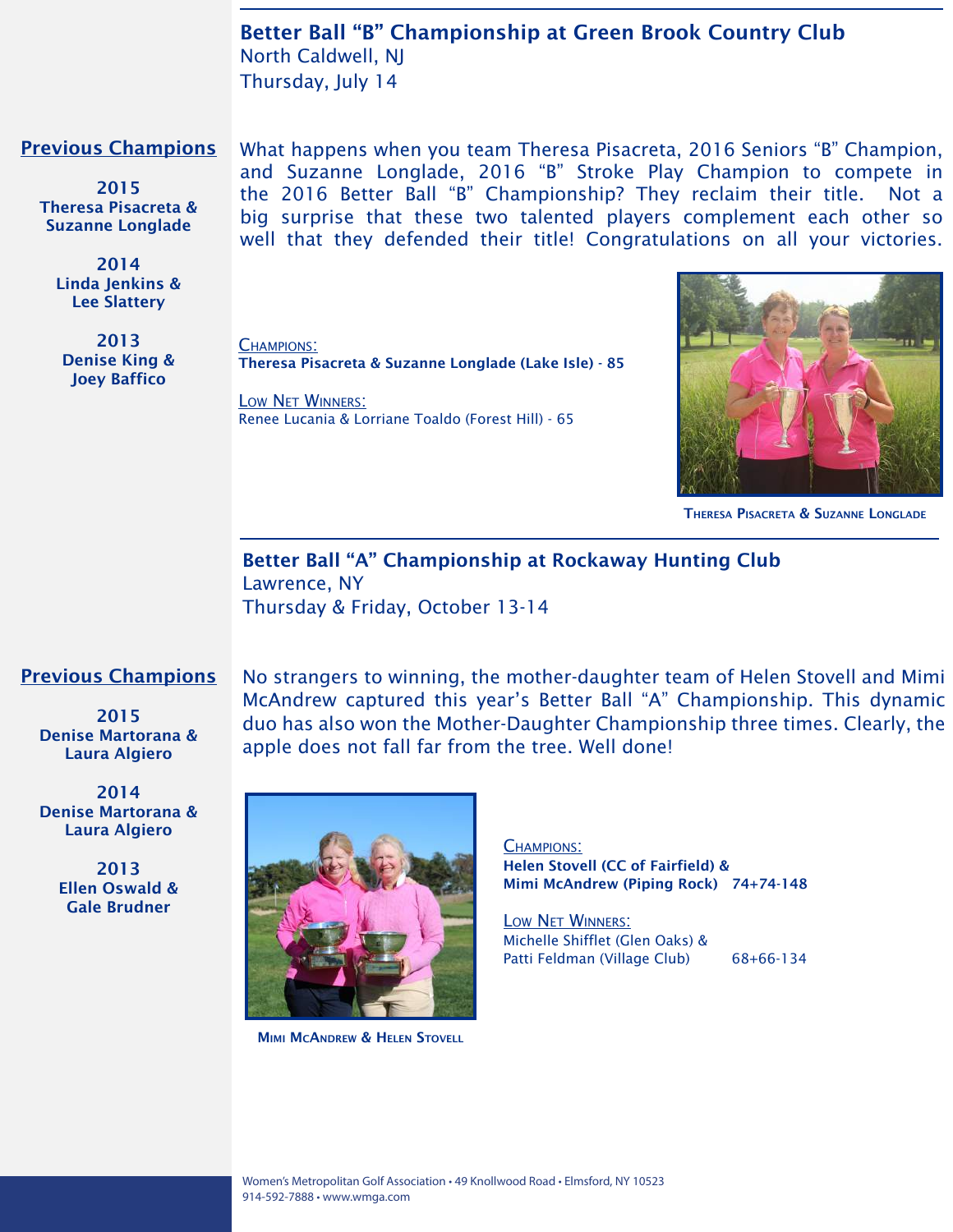## Better Ball "B" Championship at Green Brook Country Club

North Caldwell, NJ
Thursday, July 14

**Previous Champions**

**2015**
**Theresa Pisacreta & Suzanne Longlade**

**2014**
**Linda Jenkins & Lee Slattery**

**2013**
**Denise King & Joey Baffico**

What happens when you team Theresa Pisacreta, 2016 Seniors "B" Champion, and Suzanne Longlade, 2016 "B" Stroke Play Champion to compete in the 2016 Better Ball "B" Championship? They reclaim their title. Not a big surprise that these two talented players complement each other so well that they defended their title! Congratulations on all your victories.

CHAMPIONS:
**Theresa Pisacreta & Suzanne Longlade (Lake Isle) - 85**

LOW NET WINNERS:
Renee Lucania & Lorriane Toaldo (Forest Hill) - 65

**THERESA PISACRETA & SUZANNE LONGLADE**

## Better Ball "A" Championship at Rockaway Hunting Club

Lawrence, NY
Thursday & Friday, October 13-14

**Previous Champions**

**2015**
**Denise Martorana & Laura Algiero**

**2014**
**Denise Martorana & Laura Algiero**

**2013**
**Ellen Oswald & Gale Brudner**

No strangers to winning, the mother-daughter team of Helen Stovell and Mimi McAndrew captured this year's Better Ball "A" Championship. This dynamic duo has also won the Mother-Daughter Championship three times. Clearly, the apple does not fall far from the tree. Well done!

**MIMI MCANDREW & HELEN STOVELL**

CHAMPIONS:
**Helen Stovell (CC of Fairfield) & Mimi McAndrew (Piping Rock) 74+74-148**

LOW NET WINNERS:
Michelle Shifflet (Glen Oaks) & Patti Feldman (Village Club) 68+66-134

Women's Metropolitan Golf Association • 49 Knollwood Road • Elmsford, NY 10523
914-592-7888 • www.wmga.com